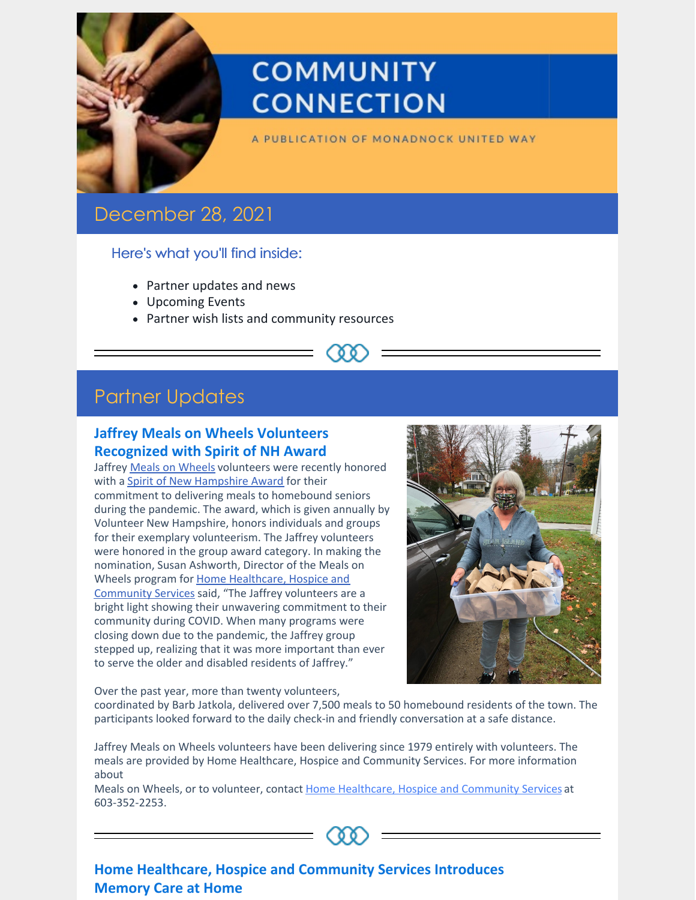# COMMUNITY CONNECTION

A PUBLICATION OF MONADNOCK UNITED WAY

## December 28, 2021

### Here's what you'll find inside:

- Partner updates and news
- Upcoming Events
- Partner wish lists and community resources

## Partner Updates

### Jaffrey Meals on Wheels Volunteers Recognized with Spirit of NH Award

Jaffrey Meals on Wheels volunteers were recently honored with a Spirit of New Hampshire Award for their commitment to delivering meals to homebound seniors during the pandemic. The award, which is given annually by Volunteer New Hampshire, honors individuals and groups for their exemplary volunteerism. The Jaffrey volunteers were honored in the group award category. In making the nomination, Susan Ashworth, Director of the Meals on Wheels program for Home Healthcare, Hospice and Community Services said, "The Jaffrey volunteers are a bright light showing their unwavering commitment to their community during COVID. When many programs were closing down due to the pandemic, the Jaffrey group stepped up, realizing that it was more important than ever to serve the older and disabled residents of Jaffrey."

Over the past year, more than twenty volunteers, coordinated by Barb Jatkola, delivered over 7,500 meals to 50 homebound residents of the town. The participants looked forward to the daily check-in and friendly conversation at a safe distance.

Jaffrey Meals on Wheels volunteers have been delivering since 1979 entirely with volunteers. The meals are provided by Home Healthcare, Hospice and Community Services. For more information about Meals on Wheels, or to volunteer, contact Home Healthcare, Hospice and Community Services at 603-352-2253.

### Home Healthcare, Hospice and Community Services Introduces Memory Care at Home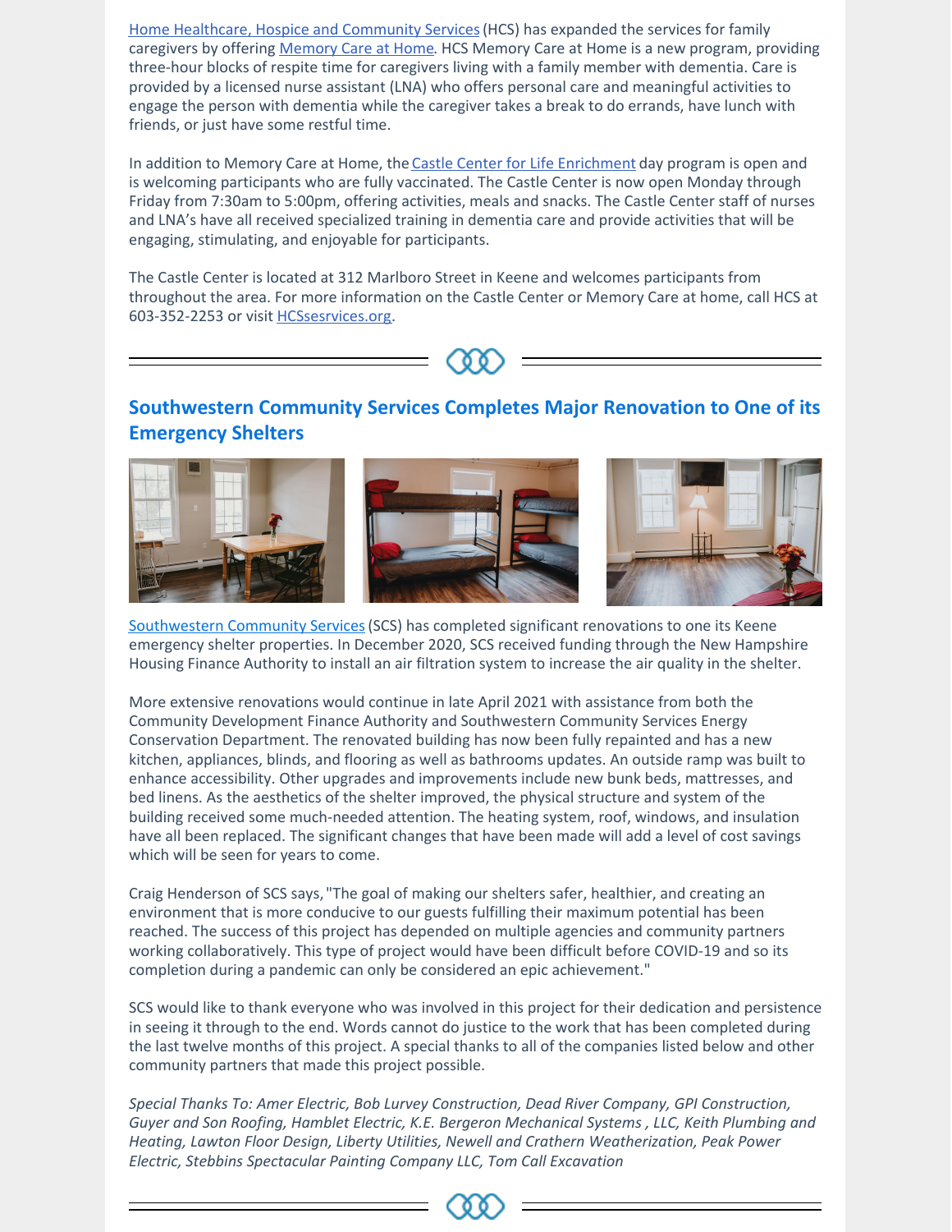Home Healthcare, Hospice and Community Services (HCS) has expanded the services for family caregivers by offering Memory Care at Home. HCS Memory Care at Home is a new program, providing three-hour blocks of respite time for caregivers living with a family member with dementia. Care is provided by a licensed nurse assistant (LNA) who offers personal care and meaningful activities to engage the person with dementia while the caregiver takes a break to do errands, have lunch with friends, or just have some restful time.

In addition to Memory Care at Home, the Castle Center for Life Enrichment day program is open and is welcoming participants who are fully vaccinated. The Castle Center is now open Monday through Friday from 7:30am to 5:00pm, offering activities, meals and snacks. The Castle Center staff of nurses and LNA's have all received specialized training in dementia care and provide activities that will be engaging, stimulating, and enjoyable for participants.

The Castle Center is located at 312 Marlboro Street in Keene and welcomes participants from throughout the area. For more information on the Castle Center or Memory Care at home, call HCS at 603-352-2253 or visit HCSsesrvices.org.

---

## Southwestern Community Services Completes Major Renovation to One of its Emergency Shelters

Southwestern Community Services (SCS) has completed significant renovations to one its Keene emergency shelter properties. In December 2020, SCS received funding through the New Hampshire Housing Finance Authority to install an air filtration system to increase the air quality in the shelter.

More extensive renovations would continue in late April 2021 with assistance from both the Community Development Finance Authority and Southwestern Community Services Energy Conservation Department. The renovated building has now been fully repainted and has a new kitchen, appliances, blinds, and flooring as well as bathrooms updates. An outside ramp was built to enhance accessibility. Other upgrades and improvements include new bunk beds, mattresses, and bed linens. As the aesthetics of the shelter improved, the physical structure and system of the building received some much-needed attention. The heating system, roof, windows, and insulation have all been replaced. The significant changes that have been made will add a level of cost savings which will be seen for years to come.

Craig Henderson of SCS says, "The goal of making our shelters safer, healthier, and creating an environment that is more conducive to our guests fulfilling their maximum potential has been reached. The success of this project has depended on multiple agencies and community partners working collaboratively. This type of project would have been difficult before COVID-19 and so its completion during a pandemic can only be considered an epic achievement."

SCS would like to thank everyone who was involved in this project for their dedication and persistence in seeing it through to the end. Words cannot do justice to the work that has been completed during the last twelve months of this project. A special thanks to all of the companies listed below and other community partners that made this project possible.

*Special Thanks To: Amer Electric, Bob Lurvey Construction, Dead River Company, GPI Construction, Guyer and Son Roofing, Hamblet Electric, K.E. Bergeron Mechanical Systems , LLC, Keith Plumbing and Heating, Lawton Floor Design, Liberty Utilities, Newell and Crathern Weatherization, Peak Power Electric, Stebbins Spectacular Painting Company LLC, Tom Call Excavation*

---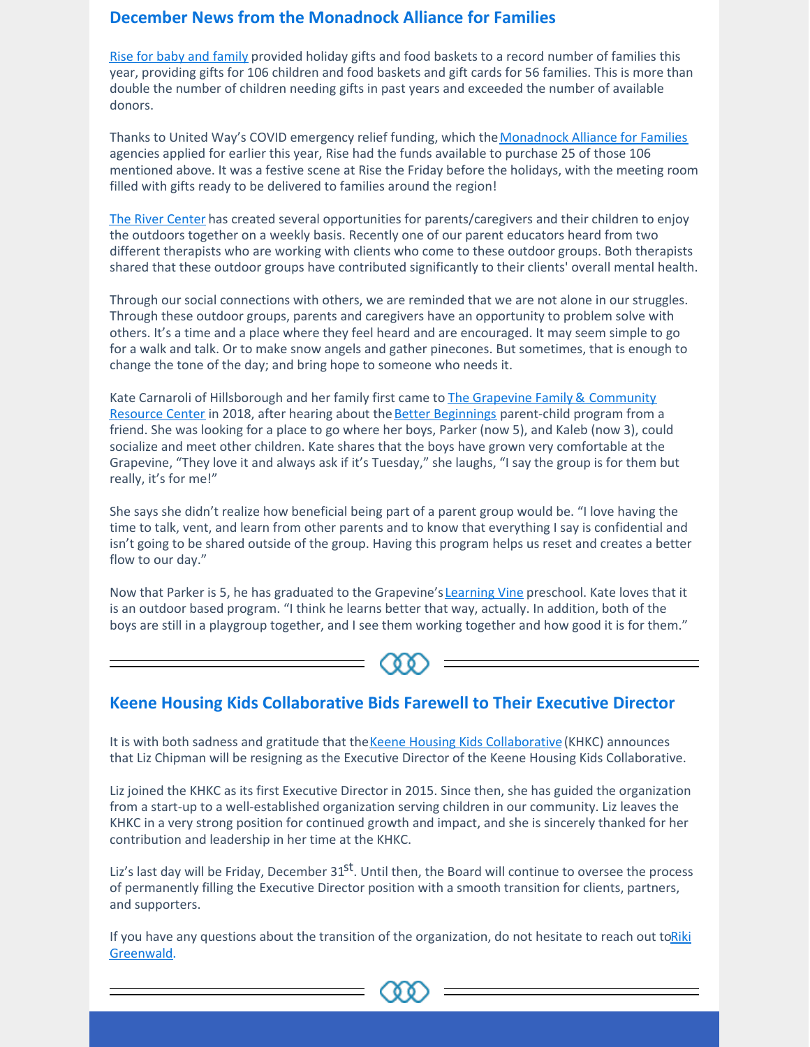## December News from the Monadnock Alliance for Families

Rise for baby and family provided holiday gifts and food baskets to a record number of families this year, providing gifts for 106 children and food baskets and gift cards for 56 families. This is more than double the number of children needing gifts in past years and exceeded the number of available donors.

Thanks to United Way's COVID emergency relief funding, which the Monadnock Alliance for Families agencies applied for earlier this year, Rise had the funds available to purchase 25 of those 106 mentioned above. It was a festive scene at Rise the Friday before the holidays, with the meeting room filled with gifts ready to be delivered to families around the region!

The River Center has created several opportunities for parents/caregivers and their children to enjoy the outdoors together on a weekly basis. Recently one of our parent educators heard from two different therapists who are working with clients who come to these outdoor groups. Both therapists shared that these outdoor groups have contributed significantly to their clients' overall mental health.

Through our social connections with others, we are reminded that we are not alone in our struggles. Through these outdoor groups, parents and caregivers have an opportunity to problem solve with others. It's a time and a place where they feel heard and are encouraged. It may seem simple to go for a walk and talk. Or to make snow angels and gather pinecones. But sometimes, that is enough to change the tone of the day; and bring hope to someone who needs it.

Kate Carnaroli of Hillsborough and her family first came to The Grapevine Family & Community Resource Center in 2018, after hearing about the Better Beginnings parent-child program from a friend. She was looking for a place to go where her boys, Parker (now 5), and Kaleb (now 3), could socialize and meet other children. Kate shares that the boys have grown very comfortable at the Grapevine, "They love it and always ask if it's Tuesday," she laughs, "I say the group is for them but really, it's for me!"

She says she didn't realize how beneficial being part of a parent group would be. "I love having the time to talk, vent, and learn from other parents and to know that everything I say is confidential and isn't going to be shared outside of the group. Having this program helps us reset and creates a better flow to our day."

Now that Parker is 5, he has graduated to the Grapevine's Learning Vine preschool. Kate loves that it is an outdoor based program. "I think he learns better that way, actually. In addition, both of the boys are still in a playgroup together, and I see them working together and how good it is for them."

---

## Keene Housing Kids Collaborative Bids Farewell to Their Executive Director

It is with both sadness and gratitude that the Keene Housing Kids Collaborative (KHKC) announces that Liz Chipman will be resigning as the Executive Director of the Keene Housing Kids Collaborative.

Liz joined the KHKC as its first Executive Director in 2015. Since then, she has guided the organization from a start-up to a well-established organization serving children in our community. Liz leaves the KHKC in a very strong position for continued growth and impact, and she is sincerely thanked for her contribution and leadership in her time at the KHKC.

Liz's last day will be Friday, December 31st. Until then, the Board will continue to oversee the process of permanently filling the Executive Director position with a smooth transition for clients, partners, and supporters.

If you have any questions about the transition of the organization, do not hesitate to reach out to Riki Greenwald.

---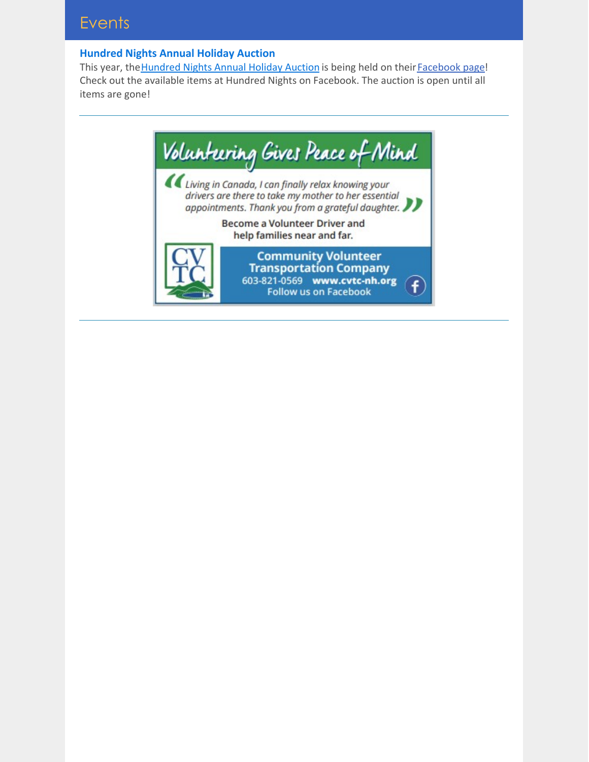# Events

### Hundred Nights Annual Holiday Auction

This year, the Hundred Nights Annual Holiday Auction is being held on their Facebook page! Check out the available items at Hundred Nights on Facebook. The auction is open until all items are gone!

---

## Volunteering Gives Peace of Mind

*"Living in Canada, I can finally relax knowing your drivers are there to take my mother to her essential appointments. Thank you from a grateful daughter."*

**Become a Volunteer Driver and help families near and far.**

**Community Volunteer Transportation Company**
603-821-0569 **www.cvtc-nh.org**
Follow us on Facebook

---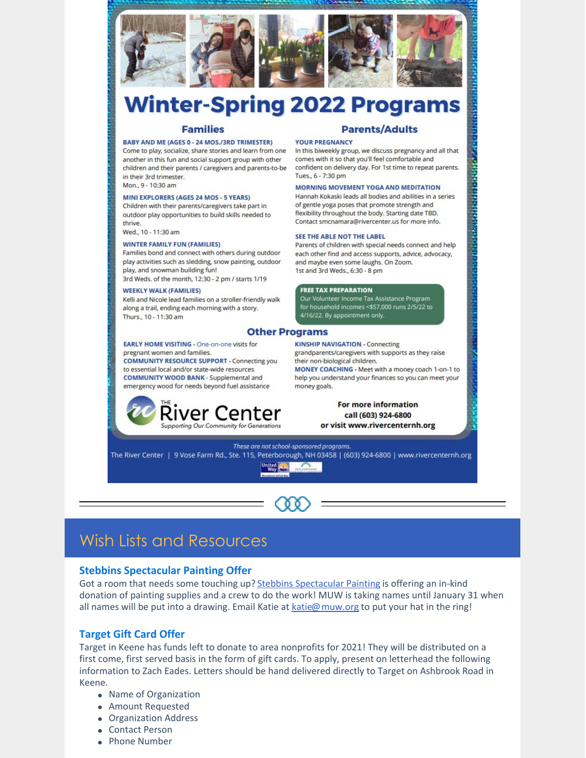# Winter-Spring 2022 Programs

## Families

**BABY AND ME (AGES 0 - 24 MOS./3RD TRIMESTER)**
Come to play, socialize, share stories and learn from one another in this fun and social support group with other children and their parents / caregivers and parents-to-be in their 3rd trimester.
Mon., 9 - 10:30 am

**MINI EXPLORERS (AGES 24 MOS - 5 YEARS)**
Children with their parents/caregivers take part in outdoor play opportunities to build skills needed to thrive.
Wed., 10 - 11:30 am

**WINTER FAMILY FUN (FAMILIES)**
Families bond and connect with others during outdoor play activities such as sledding, snow painting, outdoor play, and snowman building fun!
3rd Weds. of the month, 12:30 - 2 pm / starts 1/19

**WEEKLY WALK (FAMILIES)**
Kelli and Nicole lead families on a stroller-friendly walk along a trail, ending each morning with a story.
Thurs., 10 - 11:30 am

## Parents/Adults

**YOUR PREGNANCY**
In this biweekly group, we discuss pregnancy and all that comes with it so that you'll feel comfortable and confident on delivery day. For 1st time to repeat parents.
Tues., 6 - 7:30 pm

**MORNING MOVEMENT YOGA AND MEDITATION**
Hannah Kokaski leads all bodies and abilities in a series of gentle yoga poses that promote strength and flexibility throughout the body. Starting date TBD. Contact smcnamara@rivercenter.us for more info.

**SEE THE ABLE NOT THE LABEL**
Parents of children with special needs connect and help each other find and access supports, advice, advocacy, and maybe even some laughs. On Zoom.
1st and 3rd Weds., 6:30 - 8 pm

**FREE TAX PREPARATION**
Our Volunteer Income Tax Assistance Program for household incomes <$57,000 runs 2/5/22 to 4/16/22. By appointment only.

## Other Programs

**EARLY HOME VISITING** - One-on-one visits for pregnant women and families.
**COMMUNITY RESOURCE SUPPORT** - Connecting you to essential local and/or state-wide resources
**COMMUNITY WOOD BANK** - Supplemental and emergency wood for needs beyond fuel assistance
**KINSHIP NAVIGATION** - Connecting grandparents/caregivers with supports as they raise their non-biological children.
**MONEY COACHING** - Meet with a money coach 1-on-1 to help you understand your finances so you can meet your money goals.

THE River Center
*Supporting Our Community for Generations*

**For more information call (603) 924-6800 or visit www.rivercenternh.org**

*These are not school-sponsored programs.*
The River Center | 9 Vose Farm Rd., Ste. 115, Peterborough, NH 03458 | (603) 924-6800 | www.rivercenternh.org

# Wish Lists and Resources

### Stebbins Spectacular Painting Offer

Got a room that needs some touching up? Stebbins Spectacular Painting is offering an in-kind donation of painting supplies and a crew to do the work! MUW is taking names until January 31 when all names will be put into a drawing. Email Katie at katie@muw.org to put your hat in the ring!

### Target Gift Card Offer

Target in Keene has funds left to donate to area nonprofits for 2021! They will be distributed on a first come, first served basis in the form of gift cards. To apply, present on letterhead the following information to Zach Eades. Letters should be hand delivered directly to Target on Ashbrook Road in Keene.

- Name of Organization
- Amount Requested
- Organization Address
- Contact Person
- Phone Number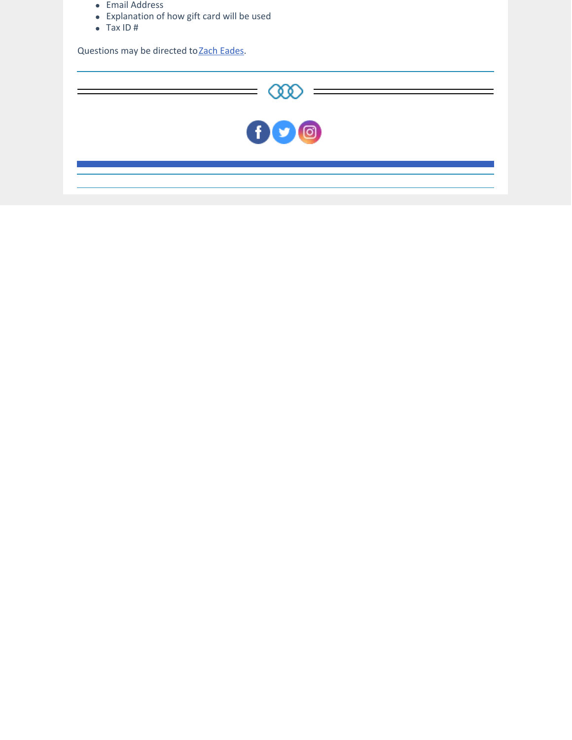- Email Address
- Explanation of how gift card will be used
- Tax ID #

Questions may be directed to Zach Eades.